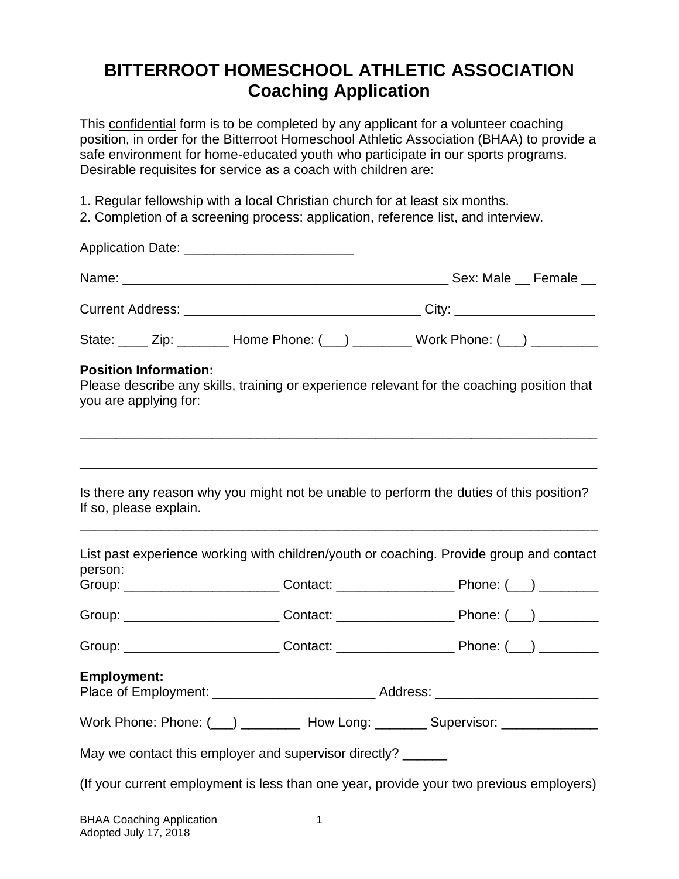# BITTERROOT HOMESCHOOL ATHLETIC ASSOCIATION
## Coaching Application

This confidential form is to be completed by any applicant for a volunteer coaching position, in order for the Bitterroot Homeschool Athletic Association (BHAA) to provide a safe environment for home-educated youth who participate in our sports programs. Desirable requisites for service as a coach with children are:

1. Regular fellowship with a local Christian church for at least six months.
2. Completion of a screening process: application, reference list, and interview.

Application Date: _______________________

Name: ____________________________________________ Sex: Male __ Female __

Current Address: ________________________________ City: __________________

State: ____ Zip: _______ Home Phone: (___) ________ Work Phone: (___) _________

**Position Information:**
Please describe any skills, training or experience relevant for the coaching position that you are applying for:

______________________________________________________________________

______________________________________________________________________

Is there any reason why you might not be unable to perform the duties of this position? If so, please explain.
______________________________________________________________________

List past experience working with children/youth or coaching. Provide group and contact person:
Group: _____________________ Contact: ________________ Phone: (___) ________

Group: _____________________ Contact: ________________ Phone: (___) ________

Group: _____________________ Contact: ________________ Phone: (___) ________

**Employment:**
Place of Employment: ______________________ Address: ______________________

Work Phone: Phone: (___) ________ How Long: _______ Supervisor: _____________

May we contact this employer and supervisor directly? ______

(If your current employment is less than one year, provide your two previous employers)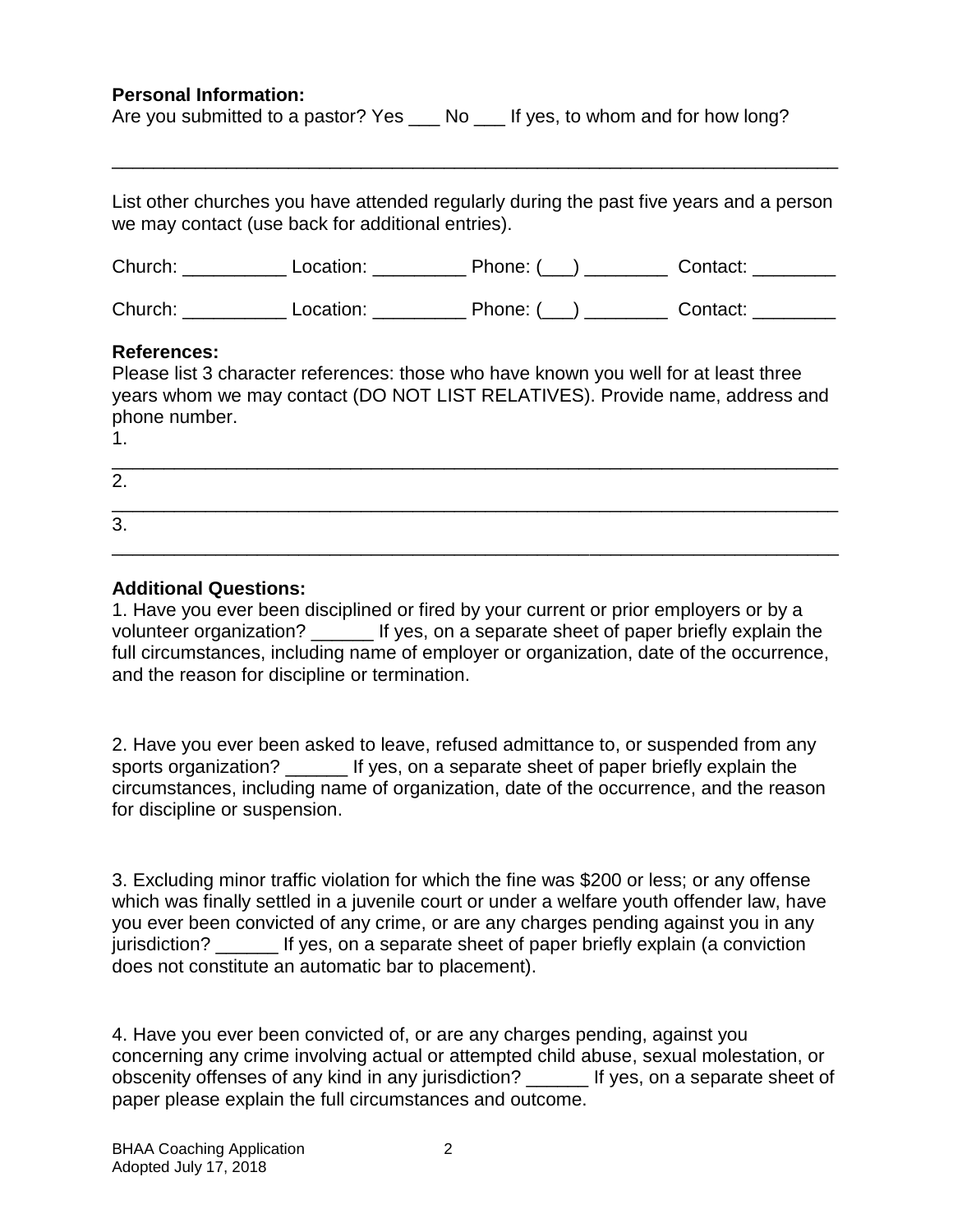**Personal Information:**

Are you submitted to a pastor? Yes ___ No ___ If yes, to whom and for how long?

_______________________________________________________________________

List other churches you have attended regularly during the past five years and a person we may contact (use back for additional entries).

Church: __________ Location: _________ Phone: (___) ________ Contact: ________

Church: __________ Location: _________ Phone: (___) ________ Contact: ________

**References:**

Please list 3 character references: those who have known you well for at least three years whom we may contact (DO NOT LIST RELATIVES). Provide name, address and phone number.

1. _______________________________________________________________________
2. _______________________________________________________________________
3. _______________________________________________________________________

**Additional Questions:**

1. Have you ever been disciplined or fired by your current or prior employers or by a volunteer organization? ______ If yes, on a separate sheet of paper briefly explain the full circumstances, including name of employer or organization, date of the occurrence, and the reason for discipline or termination.

2. Have you ever been asked to leave, refused admittance to, or suspended from any sports organization? ______ If yes, on a separate sheet of paper briefly explain the circumstances, including name of organization, date of the occurrence, and the reason for discipline or suspension.

3. Excluding minor traffic violation for which the fine was $200 or less; or any offense which was finally settled in a juvenile court or under a welfare youth offender law, have you ever been convicted of any crime, or are any charges pending against you in any jurisdiction? ______ If yes, on a separate sheet of paper briefly explain (a conviction does not constitute an automatic bar to placement).

4. Have you ever been convicted of, or are any charges pending, against you concerning any crime involving actual or attempted child abuse, sexual molestation, or obscenity offenses of any kind in any jurisdiction? ______ If yes, on a separate sheet of paper please explain the full circumstances and outcome.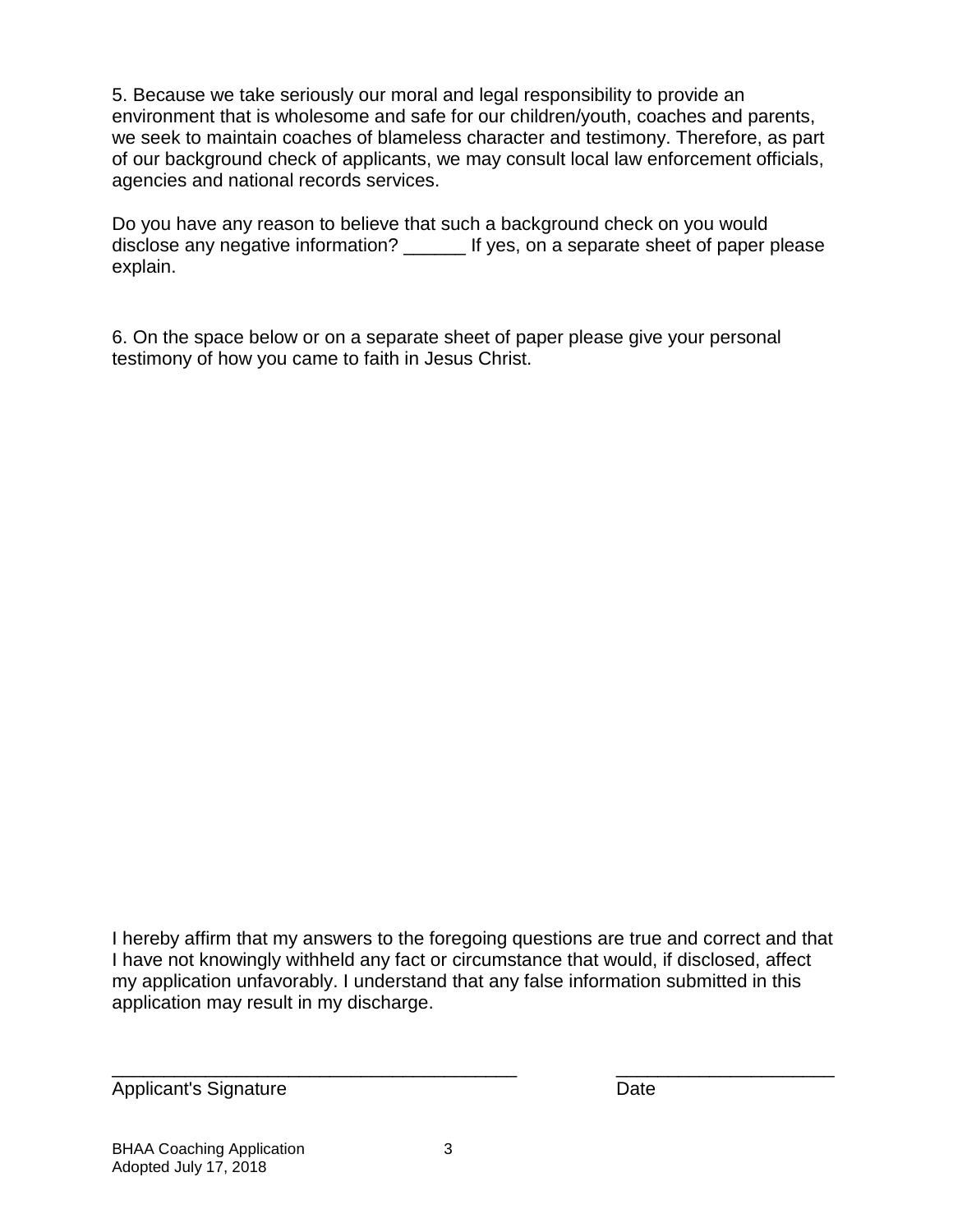5. Because we take seriously our moral and legal responsibility to provide an environment that is wholesome and safe for our children/youth, coaches and parents, we seek to maintain coaches of blameless character and testimony. Therefore, as part of our background check of applicants, we may consult local law enforcement officials, agencies and national records services.

Do you have any reason to believe that such a background check on you would disclose any negative information? ______ If yes, on a separate sheet of paper please explain.

6. On the space below or on a separate sheet of paper please give your personal testimony of how you came to faith in Jesus Christ.

I hereby affirm that my answers to the foregoing questions are true and correct and that I have not knowingly withheld any fact or circumstance that would, if disclosed, affect my application unfavorably. I understand that any false information submitted in this application may result in my discharge.

________________________________________ ______________________

Applicant's Signature Date

BHAA Coaching Application
Adopted July 17, 2018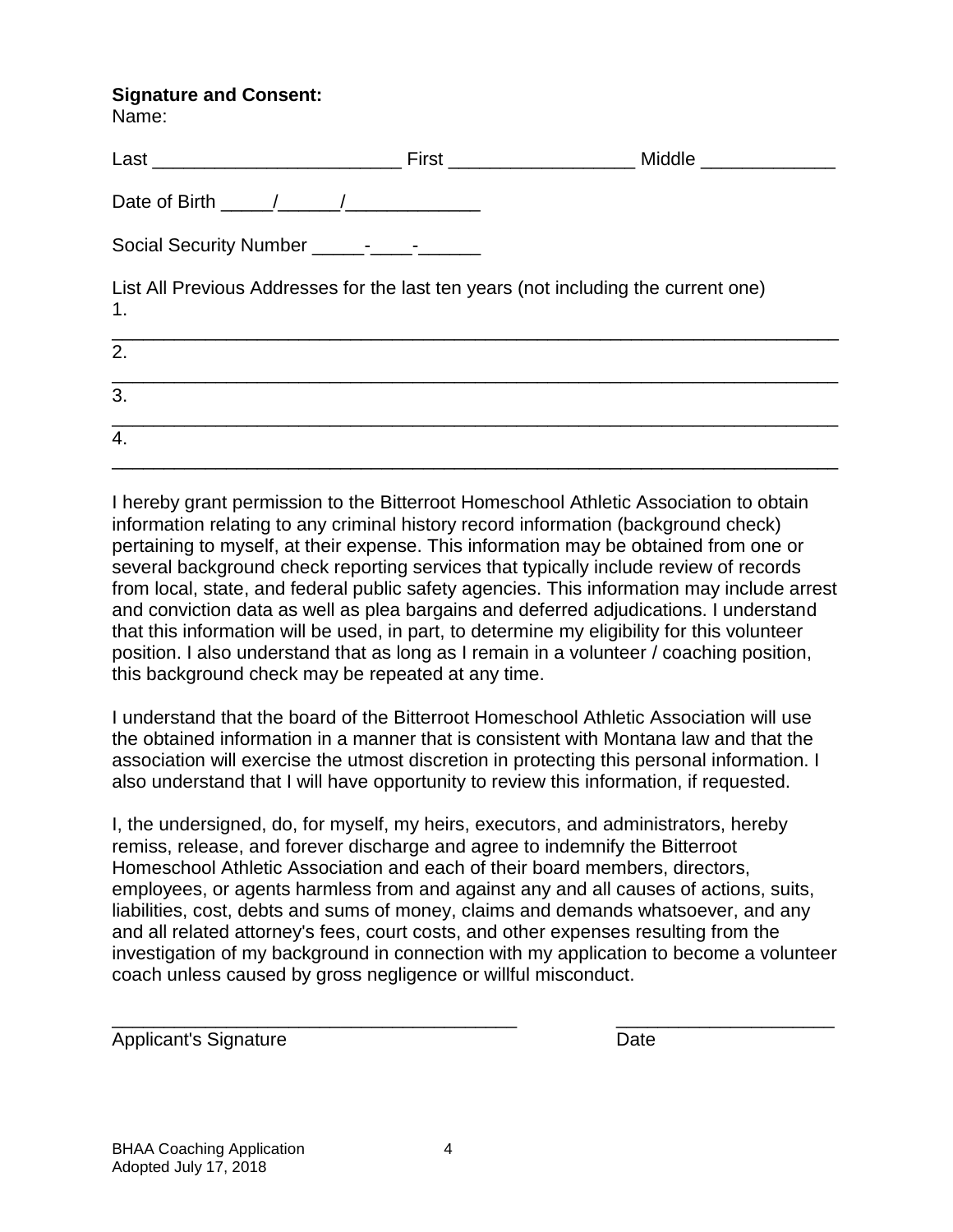**Signature and Consent:**

Name:

Last ________________________ First __________________ Middle _____________

Date of Birth _____/______/_____________

Social Security Number _____-____-______

List All Previous Addresses for the last ten years (not including the current one)

1. ______________________________________________________________________

2. ______________________________________________________________________

3. ______________________________________________________________________

4. ______________________________________________________________________

I hereby grant permission to the Bitterroot Homeschool Athletic Association to obtain information relating to any criminal history record information (background check) pertaining to myself, at their expense. This information may be obtained from one or several background check reporting services that typically include review of records from local, state, and federal public safety agencies. This information may include arrest and conviction data as well as plea bargains and deferred adjudications. I understand that this information will be used, in part, to determine my eligibility for this volunteer position. I also understand that as long as I remain in a volunteer / coaching position, this background check may be repeated at any time.

I understand that the board of the Bitterroot Homeschool Athletic Association will use the obtained information in a manner that is consistent with Montana law and that the association will exercise the utmost discretion in protecting this personal information. I also understand that I will have opportunity to review this information, if requested.

I, the undersigned, do, for myself, my heirs, executors, and administrators, hereby remiss, release, and forever discharge and agree to indemnify the Bitterroot Homeschool Athletic Association and each of their board members, directors, employees, or agents harmless from and against any and all causes of actions, suits, liabilities, cost, debts and sums of money, claims and demands whatsoever, and any and all related attorney's fees, court costs, and other expenses resulting from the investigation of my background in connection with my application to become a volunteer coach unless caused by gross negligence or willful misconduct.

________________________________________ _____________________

Applicant's Signature Date

BHAA Coaching Application
Adopted July 17, 2018